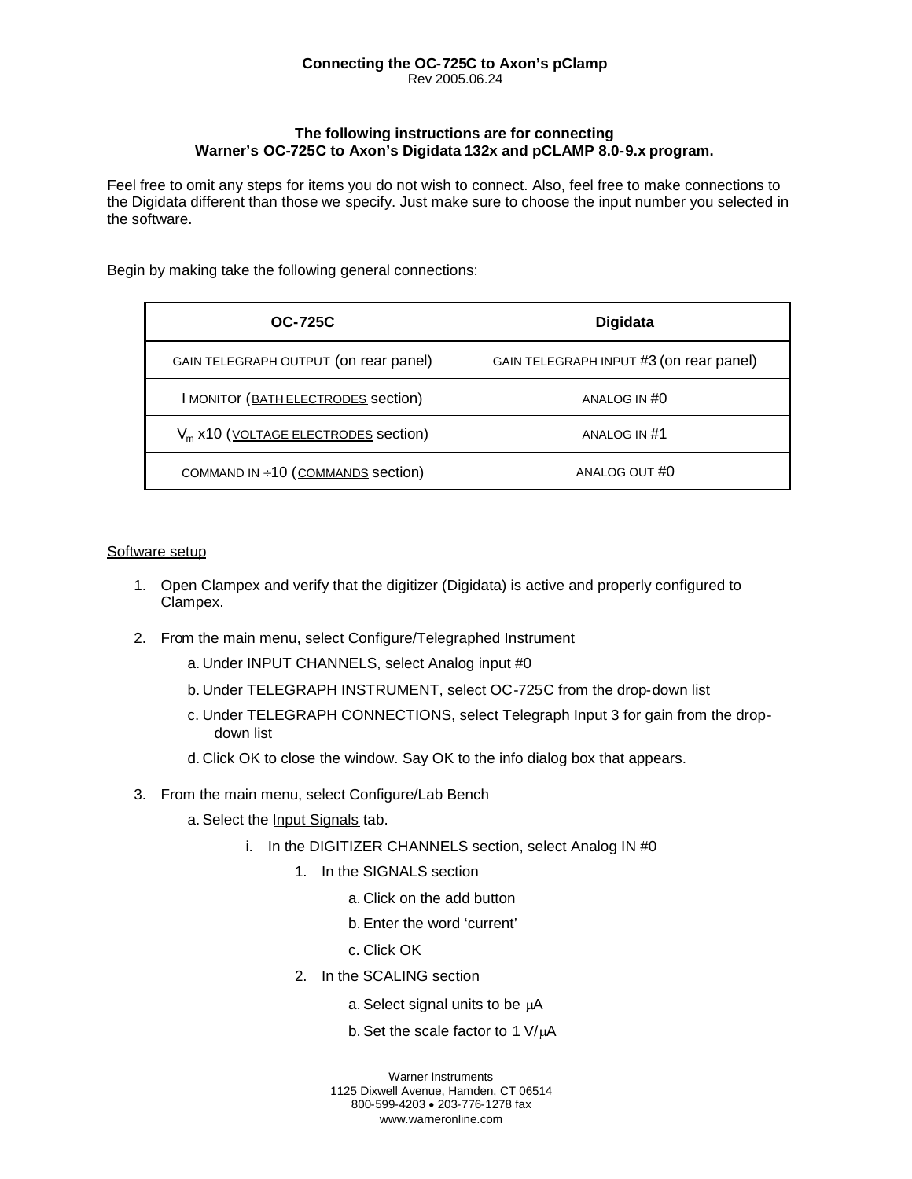**Connecting the OC-725C to Axon's pClamp**
Rev 2005.06.24

**The following instructions are for connecting**
**Warner's OC-725C to Axon's Digidata 132x and pCLAMP 8.0-9.x program.**

Feel free to omit any steps for items you do not wish to connect. Also, feel free to make connections to the Digidata different than those we specify. Just make sure to choose the input number you selected in the software.

Begin by making take the following general connections:

| OC-725C | Digidata |
|---|---|
| GAIN TELEGRAPH OUTPUT (on rear panel) | GAIN TELEGRAPH INPUT #3 (on rear panel) |
| I MONITOr (BATH ELECTRODES section) | ANALOG IN #0 |
| $V_m$ x10 (VOLTAGE ELECTRODES section) | ANALOG IN #1 |
| COMMAND IN ÷10 (COMMANDS section) | ANALOG OUT #0 |

Software setup

1. Open Clampex and verify that the digitizer (Digidata) is active and properly configured to Clampex.
2. From the main menu, select Configure/Telegraphed Instrument
   a. Under INPUT CHANNELS, select Analog input #0
   b. Under TELEGRAPH INSTRUMENT, select OC-725C from the drop-down list
   c. Under TELEGRAPH CONNECTIONS, select Telegraph Input 3 for gain from the drop-down list
   d. Click OK to close the window. Say OK to the info dialog box that appears.
3. From the main menu, select Configure/Lab Bench
   a. Select the Input Signals tab.
      i. In the DIGITIZER CHANNELS section, select Analog IN #0
         1. In the SIGNALS section
            a. Click on the add button
            b. Enter the word 'current'
            c. Click OK
         2. In the SCALING section
            a. Select signal units to be μA
            b. Set the scale factor to 1 V/μA

Warner Instruments
1125 Dixwell Avenue, Hamden, CT 06514
800-599-4203 • 203-776-1278 fax
www.warneronline.com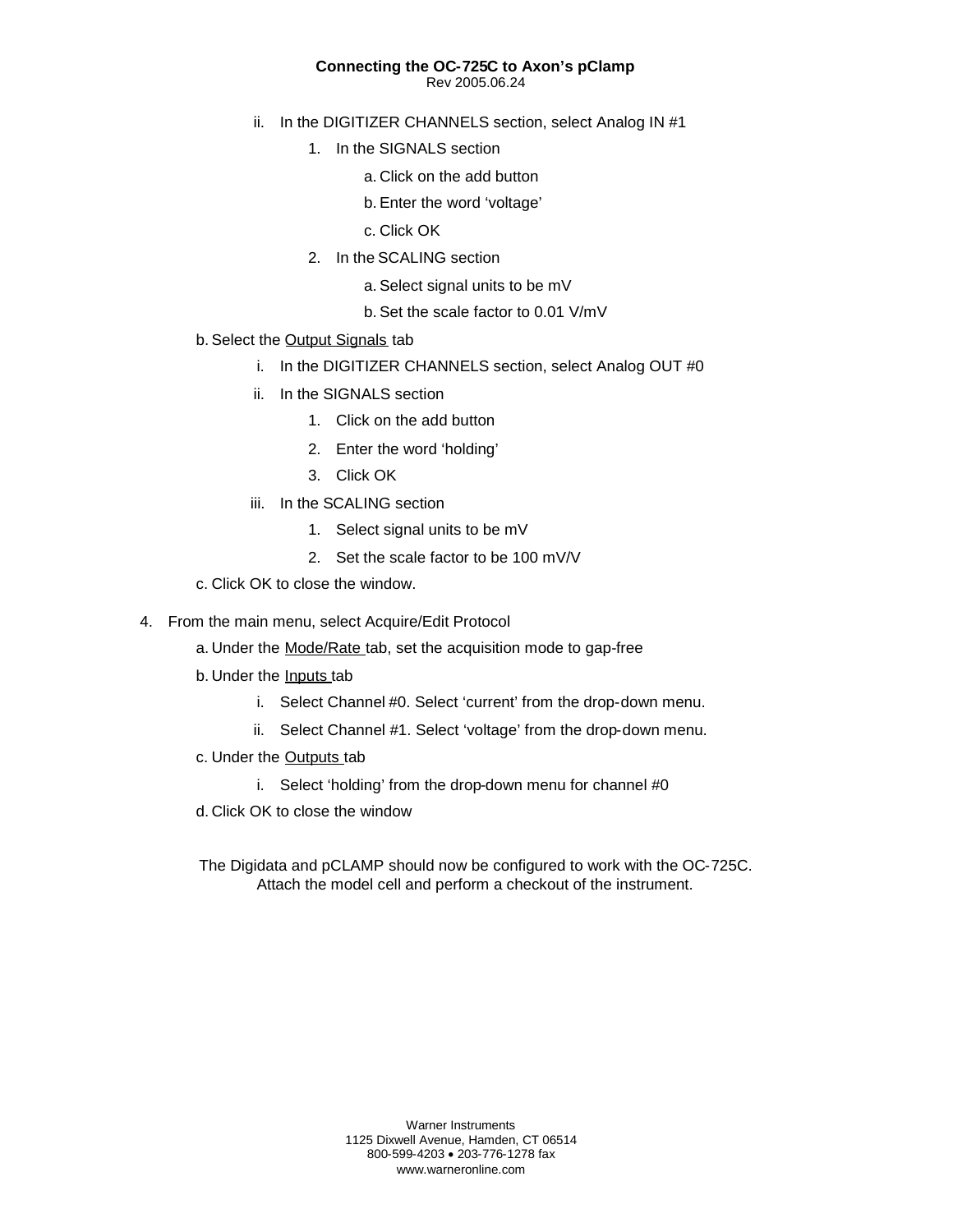- ii. In the DIGITIZER CHANNELS section, select Analog IN #1
    1. In the SIGNALS section
        - a. Click on the add button
        - b. Enter the word 'voltage'
        - c. Click OK
    2. In the SCALING section
        - a. Select signal units to be mV
        - b. Set the scale factor to 0.01 V/mV

- b. Select the Output Signals tab
    - i. In the DIGITIZER CHANNELS section, select Analog OUT #0
    - ii. In the SIGNALS section
        1. Click on the add button
        2. Enter the word 'holding'
        3. Click OK
    - iii. In the SCALING section
        1. Select signal units to be mV
        2. Set the scale factor to be 100 mV/V
- c. Click OK to close the window.

4. From the main menu, select Acquire/Edit Protocol
    - a. Under the Mode/Rate tab, set the acquisition mode to gap-free
    - b. Under the Inputs tab
        - i. Select Channel #0. Select 'current' from the drop-down menu.
        - ii. Select Channel #1. Select 'voltage' from the drop-down menu.
    - c. Under the Outputs tab
        - i. Select 'holding' from the drop-down menu for channel #0
    - d. Click OK to close the window

The Digidata and pCLAMP should now be configured to work with the OC-725C. Attach the model cell and perform a checkout of the instrument.